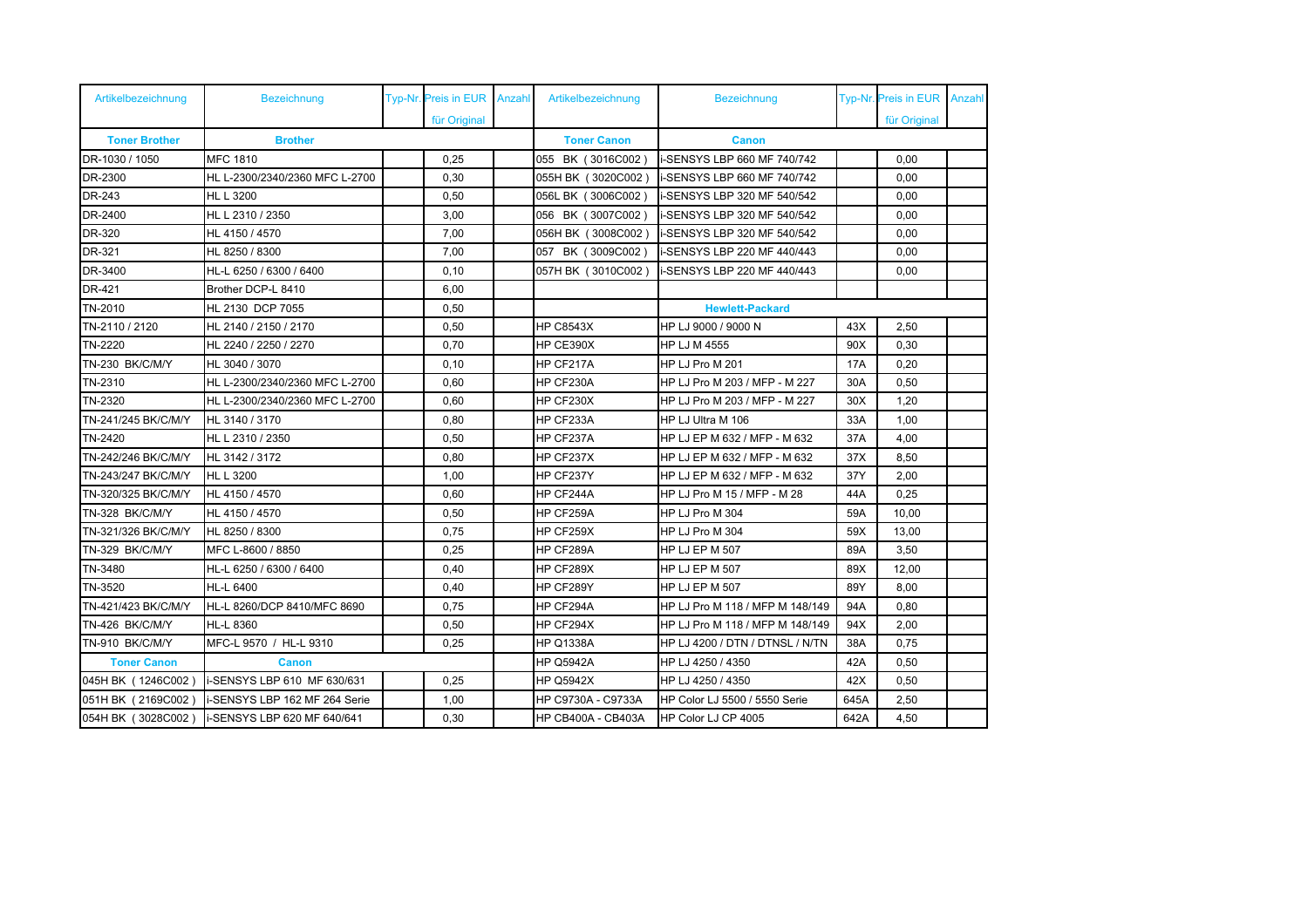| Artikelbezeichnung | Bezeichnung | Typ-Nr. | Preis in EUR für Original | Anzahl | Artikelbezeichnung | Bezeichnung | Typ-Nr. | Preis in EUR für Original | Anzahl |
|---|---|---|---|---|---|---|---|---|---|
| **Toner Brother** | **Brother** | | | | **Toner Canon** | **Canon** | | | |
| DR-1030 / 1050 | MFC 1810 | | 0,25 | | 055 BK ( 3016C002 ) | i-SENSYS LBP 660 MF 740/742 | | 0,00 | |
| DR-2300 | HL L-2300/2340/2360 MFC L-2700 | | 0,30 | | 055H BK ( 3020C002 ) | i-SENSYS LBP 660 MF 740/742 | | 0,00 | |
| DR-243 | HL L 3200 | | 0,50 | | 056L BK ( 3006C002 ) | i-SENSYS LBP 320 MF 540/542 | | 0,00 | |
| DR-2400 | HL L 2310 / 2350 | | 3,00 | | 056 BK ( 3007C002 ) | i-SENSYS LBP 320 MF 540/542 | | 0,00 | |
| DR-320 | HL 4150 / 4570 | | 7,00 | | 056H BK ( 3008C002 ) | i-SENSYS LBP 320 MF 540/542 | | 0,00 | |
| DR-321 | HL 8250 / 8300 | | 7,00 | | 057 BK ( 3009C002 ) | i-SENSYS LBP 220 MF 440/443 | | 0,00 | |
| DR-3400 | HL-L 6250 / 6300 / 6400 | | 0,10 | | 057H BK ( 3010C002 ) | i-SENSYS LBP 220 MF 440/443 | | 0,00 | |
| DR-421 | Brother DCP-L 8410 | | 6,00 | | | | | | |
| TN-2010 | HL 2130 DCP 7055 | | 0,50 | | | **Hewlett-Packard** | | | |
| TN-2110 / 2120 | HL 2140 / 2150 / 2170 | | 0,50 | | HP C8543X | HP LJ 9000 / 9000 N | 43X | 2,50 | |
| TN-2220 | HL 2240 / 2250 / 2270 | | 0,70 | | HP CE390X | HP LJ M 4555 | 90X | 0,30 | |
| TN-230 BK/C/M/Y | HL 3040 / 3070 | | 0,10 | | HP CF217A | HP LJ Pro M 201 | 17A | 0,20 | |
| TN-2310 | HL L-2300/2340/2360 MFC L-2700 | | 0,60 | | HP CF230A | HP LJ Pro M 203 / MFP - M 227 | 30A | 0,50 | |
| TN-2320 | HL L-2300/2340/2360 MFC L-2700 | | 0,60 | | HP CF230X | HP LJ Pro M 203 / MFP - M 227 | 30X | 1,20 | |
| TN-241/245 BK/C/M/Y | HL 3140 / 3170 | | 0,80 | | HP CF233A | HP LJ Ultra M 106 | 33A | 1,00 | |
| TN-2420 | HL L 2310 / 2350 | | 0,50 | | HP CF237A | HP LJ EP M 632 / MFP - M 632 | 37A | 4,00 | |
| TN-242/246 BK/C/M/Y | HL 3142 / 3172 | | 0,80 | | HP CF237X | HP LJ EP M 632 / MFP - M 632 | 37X | 8,50 | |
| TN-243/247 BK/C/M/Y | HL L 3200 | | 1,00 | | HP CF237Y | HP LJ EP M 632 / MFP - M 632 | 37Y | 2,00 | |
| TN-320/325 BK/C/M/Y | HL 4150 / 4570 | | 0,60 | | HP CF244A | HP LJ Pro M 15 / MFP - M 28 | 44A | 0,25 | |
| TN-328 BK/C/M/Y | HL 4150 / 4570 | | 0,50 | | HP CF259A | HP LJ Pro M 304 | 59A | 10,00 | |
| TN-321/326 BK/C/M/Y | HL 8250 / 8300 | | 0,75 | | HP CF259X | HP LJ Pro M 304 | 59X | 13,00 | |
| TN-329 BK/C/M/Y | MFC L-8600 / 8850 | | 0,25 | | HP CF289A | HP LJ EP M 507 | 89A | 3,50 | |
| TN-3480 | HL-L 6250 / 6300 / 6400 | | 0,40 | | HP CF289X | HP LJ EP M 507 | 89X | 12,00 | |
| TN-3520 | HL-L 6400 | | 0,40 | | HP CF289Y | HP LJ EP M 507 | 89Y | 8,00 | |
| TN-421/423 BK/C/M/Y | HL-L 8260/DCP 8410/MFC 8690 | | 0,75 | | HP CF294A | HP LJ Pro M 118 / MFP M 148/149 | 94A | 0,80 | |
| TN-426 BK/C/M/Y | HL-L 8360 | | 0,50 | | HP CF294X | HP LJ Pro M 118 / MFP M 148/149 | 94X | 2,00 | |
| TN-910 BK/C/M/Y | MFC-L 9570 / HL-L 9310 | | 0,25 | | HP Q1338A | HP LJ 4200 / DTN / DTNSL / N/TN | 38A | 0,75 | |
| **Toner Canon** | **Canon** | | | | HP Q5942A | HP LJ 4250 / 4350 | 42A | 0,50 | |
| 045H BK ( 1246C002 ) | i-SENSYS LBP 610 MF 630/631 | | 0,25 | | HP Q5942X | HP LJ 4250 / 4350 | 42X | 0,50 | |
| 051H BK ( 2169C002 ) | i-SENSYS LBP 162 MF 264 Serie | | 1,00 | | HP C9730A - C9733A | HP Color LJ 5500 / 5550 Serie | 645A | 2,50 | |
| 054H BK ( 3028C002 ) | i-SENSYS LBP 620 MF 640/641 | | 0,30 | | HP CB400A - CB403A | HP Color LJ CP 4005 | 642A | 4,50 | |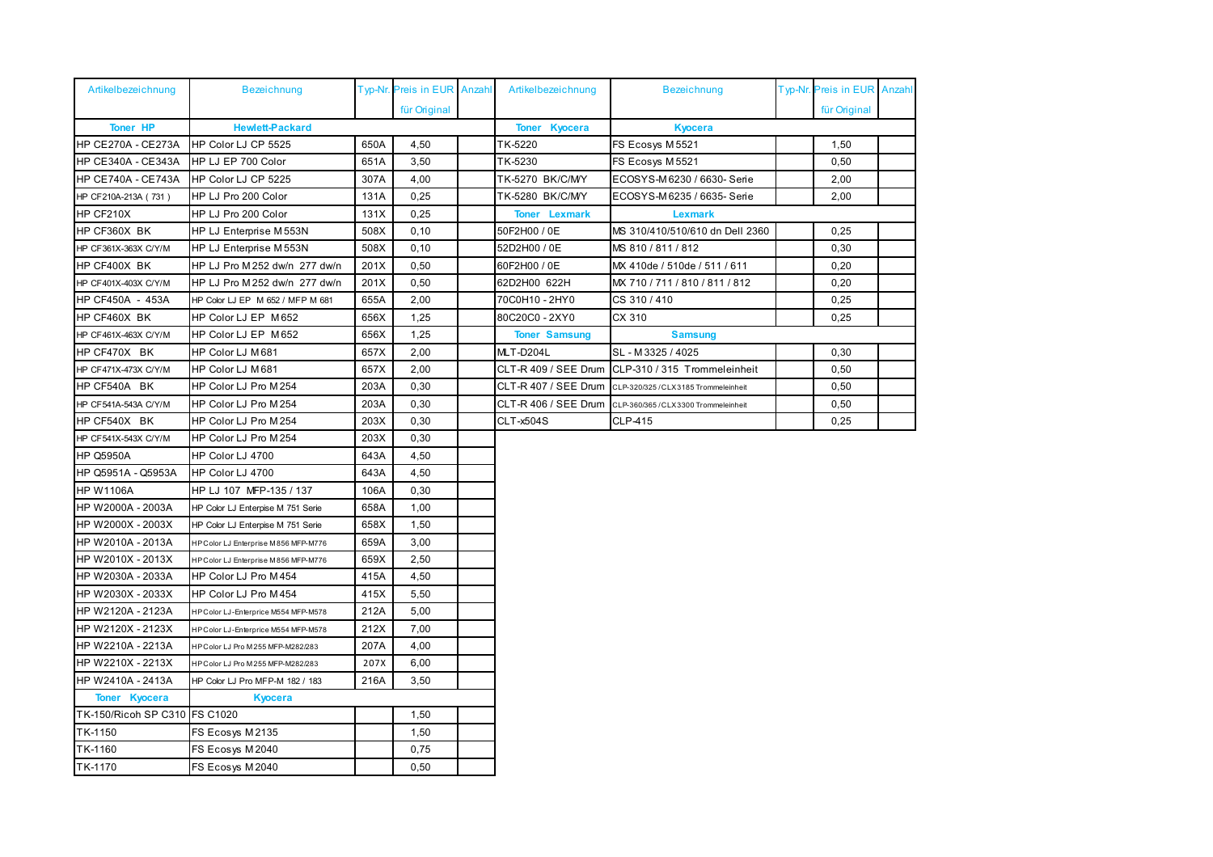| Artikelbezeichnung | Bezeichnung | Typ-Nr. | Preis in EUR für Original | Anzahl |
|---|---|---|---|---|
| **Toner HP** | **Hewlett-Packard** | | | |
| HP CE270A - CE273A | HP Color LJ CP 5525 | 650A | 4,50 | |
| HP CE340A - CE343A | HP LJ EP 700 Color | 651A | 3,50 | |
| HP CE740A - CE743A | HP Color LJ CP 5225 | 307A | 4,00 | |
| HP CF210A-213A ( 731 ) | HP LJ Pro 200 Color | 131A | 0,25 | |
| HP CF210X | HP LJ Pro 200 Color | 131X | 0,25 | |
| HP CF360X BK | HP LJ Enterprise M553N | 508X | 0,10 | |
| HP CF361X-363X C/Y/M | HP LJ Enterprise M553N | 508X | 0,10 | |
| HP CF400X BK | HP LJ Pro M252 dw/n 277 dw/n | 201X | 0,50 | |
| HP CF401X-403X C/Y/M | HP LJ Pro M252 dw/n 277 dw/n | 201X | 0,50 | |
| HP CF450A - 453A | HP Color LJ EP M 652 / MFP M 681 | 655A | 2,00 | |
| HP CF460X BK | HP Color LJ EP M652 | 656X | 1,25 | |
| HP CF461X-463X C/Y/M | HP Color LJ EP M652 | 656X | 1,25 | |
| HP CF470X BK | HP Color LJ M681 | 657X | 2,00 | |
| HP CF471X-473X C/Y/M | HP Color LJ M681 | 657X | 2,00 | |
| HP CF540A BK | HP Color LJ Pro M254 | 203A | 0,30 | |
| HP CF541A-543A C/Y/M | HP Color LJ Pro M254 | 203A | 0,30 | |
| HP CF540X BK | HP Color LJ Pro M254 | 203X | 0,30 | |
| HP CF541X-543X C/Y/M | HP Color LJ Pro M254 | 203X | 0,30 | |
| HP Q5950A | HP Color LJ 4700 | 643A | 4,50 | |
| HP Q5951A - Q5953A | HP Color LJ 4700 | 643A | 4,50 | |
| HP W1106A | HP LJ 107 MFP-135 / 137 | 106A | 0,30 | |
| HP W2000A - 2003A | HP Color LJ Entepise M 751 Serie | 658A | 1,00 | |
| HP W2000X - 2003X | HP Color LJ Entepise M 751 Serie | 658X | 1,50 | |
| HP W2010A - 2013A | HP Color LJ Enterprise M856 MFP-M776 | 659A | 3,00 | |
| HP W2010X - 2013X | HP Color LJ Enterprise M856 MFP-M776 | 659X | 2,50 | |
| HP W2030A - 2033A | HP Color LJ Pro M454 | 415A | 4,50 | |
| HP W2030X - 2033X | HP Color LJ Pro M454 | 415X | 5,50 | |
| HP W2120A - 2123A | HP Color LJ-Enterprice M554 MFP-M578 | 212A | 5,00 | |
| HP W2120X - 2123X | HP Color LJ-Enterprice M554 MFP-M578 | 212X | 7,00 | |
| HP W2210A - 2213A | HP Color LJ Pro M255 MFP-M282/283 | 207A | 4,00 | |
| HP W2210X - 2213X | HP Color LJ Pro M255 MFP-M282/283 | 207X | 6,00 | |
| HP W2410A - 2413A | HP Color LJ Pro MFP-M 182 / 183 | 216A | 3,50 | |
| **Toner Kyocera** | **Kyocera** | | | |
| TK-150/Ricoh SP C310 | FS C1020 | | 1,50 | |
| TK-1150 | FS Ecosys M2135 | | 1,50 | |
| TK-1160 | FS Ecosys M2040 | | 0,75 | |
| TK-1170 | FS Ecosys M2040 | | 0,50 | |
| TK-5220 | FS Ecosys M5521 | | 1,50 | |
| TK-5230 | FS Ecosys M5521 | | 0,50 | |
| TK-5270 BK/C/M/Y | ECOSYS-M6230 / 6630- Serie | | 2,00 | |
| TK-5280 BK/C/M/Y | ECOSYS-M6235 / 6635- Serie | | 2,00 | |
| **Toner Lexmark** | **Lexmark** | | | |
| 50F2H00 / 0E | MS 310/410/510/610 dn Dell 2360 | | 0,25 | |
| 52D2H00 / 0E | MS 810 / 811 / 812 | | 0,30 | |
| 60F2H00 / 0E | MX 410de / 510de / 511 / 611 | | 0,20 | |
| 62D2H00 622H | MX 710 / 711 / 810 / 811 / 812 | | 0,20 | |
| 70C0H10 - 2HY0 | CS 310 / 410 | | 0,25 | |
| 80C20C0 - 2XY0 | CX 310 | | 0,25 | |
| **Toner Samsung** | **Samsung** | | | |
| MLT-D204L | SL - M3325 / 4025 | | 0,30 | |
| CLT-R 409 / SEE Drum | CLP-310 / 315 Trommeleinheit | | 0,50 | |
| CLT-R 407 / SEE Drum | CLP-320/325 / CLX3185 Trommeleinheit | | 0,50 | |
| CLT-R 406 / SEE Drum | CLP-360/365 / CLX3300 Trommeleinheit | | 0,50 | |
| CLT-x504S | CLP-415 | | 0,25 | |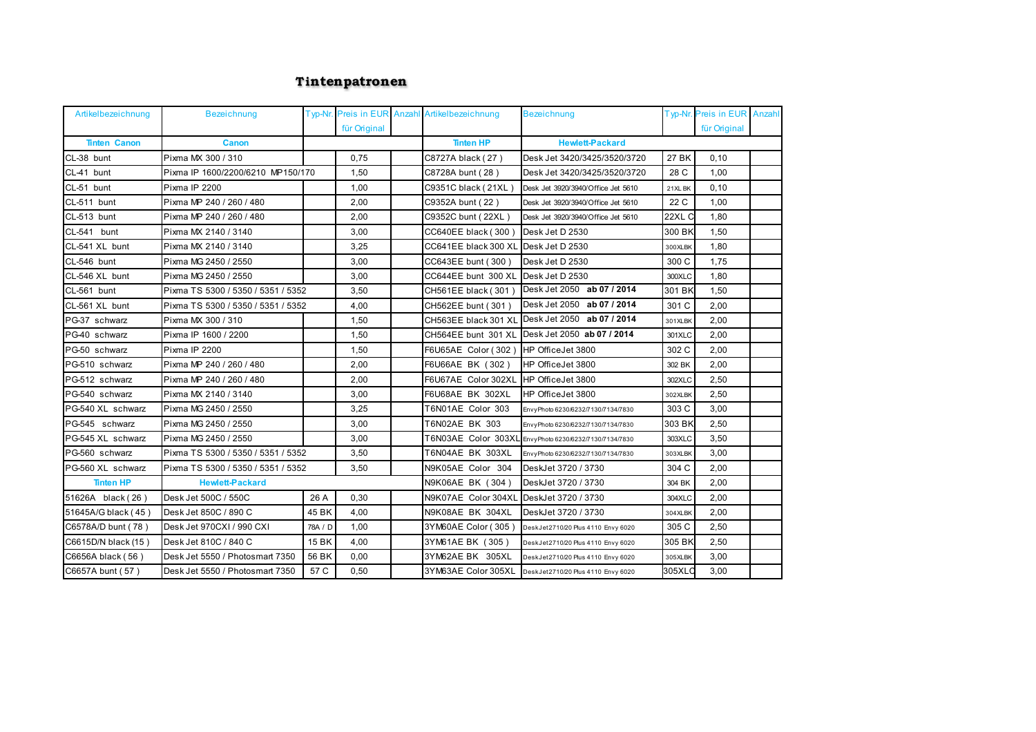# Tintenpatronen

| Artikelbezeichnung | Bezeichnung | Typ-Nr. | Preis in EUR für Original | Anzahl | Artikelbezeichnung | Bezeichnung | Typ-Nr. | Preis in EUR für Original | Anzahl |
|---|---|---|---|---|---|---|---|---|---|
| **Tinten Canon** | **Canon** | | | | **Tinten HP** | **Hewlett-Packard** | | | |
| CL-38 bunt | Pixma MX 300 / 310 | | 0,75 | | C8727A black ( 27 ) | Desk Jet 3420/3425/3520/3720 | 27 BK | 0,10 | |
| CL-41 bunt | Pixma IP 1600/2200/6210 MP150/170 | | 1,50 | | C8728A bunt ( 28 ) | Desk Jet 3420/3425/3520/3720 | 28 C | 1,00 | |
| CL-51 bunt | Pixma IP 2200 | | 1,00 | | C9351C black ( 21XL ) | Desk Jet 3920/3940/Office Jet 5610 | 21XL BK | 0,10 | |
| CL-511 bunt | Pixma MP 240 / 260 / 480 | | 2,00 | | C9352A bunt ( 22 ) | Desk Jet 3920/3940/Office Jet 5610 | 22 C | 1,00 | |
| CL-513 bunt | Pixma MP 240 / 260 / 480 | | 2,00 | | C9352C bunt ( 22XL ) | Desk Jet 3920/3940/Office Jet 5610 | 22XL C | 1,80 | |
| CL-541 bunt | Pixma MX 2140 / 3140 | | 3,00 | | CC640EE black ( 300 ) | Desk Jet D 2530 | 300 BK | 1,50 | |
| CL-541 XL bunt | Pixma MX 2140 / 3140 | | 3,25 | | CC641EE black 300 XL | Desk Jet D 2530 | 300XLBK | 1,80 | |
| CL-546 bunt | Pixma MG 2450 / 2550 | | 3,00 | | CC643EE bunt ( 300 ) | Desk Jet D 2530 | 300 C | 1,75 | |
| CL-546 XL bunt | Pixma MG 2450 / 2550 | | 3,00 | | CC644EE bunt 300 XL | Desk Jet D 2530 | 300XLC | 1,80 | |
| CL-561 bunt | Pixma TS 5300 / 5350 / 5351 / 5352 | | 3,50 | | CH561EE black ( 301 ) | Desk Jet 2050 **ab 07 / 2014** | 301 BK | 1,50 | |
| CL-561 XL bunt | Pixma TS 5300 / 5350 / 5351 / 5352 | | 4,00 | | CH562EE bunt ( 301 ) | Desk Jet 2050 **ab 07 / 2014** | 301 C | 2,00 | |
| PG-37 schwarz | Pixma MX 300 / 310 | | 1,50 | | CH563EE black 301 XL | Desk Jet 2050 **ab 07 / 2014** | 301XLBK | 2,00 | |
| PG-40 schwarz | Pixma IP 1600 / 2200 | | 1,50 | | CH564EE bunt 301 XL | Desk Jet 2050 **ab 07 / 2014** | 301XLC | 2,00 | |
| PG-50 schwarz | Pixma IP 2200 | | 1,50 | | F6U65AE Color ( 302 ) | HP OfficeJet 3800 | 302 C | 2,00 | |
| PG-510 schwarz | Pixma MP 240 / 260 / 480 | | 2,00 | | F6U66AE BK ( 302 ) | HP OfficeJet 3800 | 302 BK | 2,00 | |
| PG-512 schwarz | Pixma MP 240 / 260 / 480 | | 2,00 | | F6U67AE Color 302XL | HP OfficeJet 3800 | 302XLC | 2,50 | |
| PG-540 schwarz | Pixma MX 2140 / 3140 | | 3,00 | | F6U68AE BK 302XL | HP OfficeJet 3800 | 302XLBK | 2,50 | |
| PG-540 XL schwarz | Pixma MG 2450 / 2550 | | 3,25 | | T6N01AE Color 303 | EnvyPhoto 6230/6232/7130/7134/7830 | 303 C | 3,00 | |
| PG-545 schwarz | Pixma MG 2450 / 2550 | | 3,00 | | T6N02AE BK 303 | EnvyPhoto 6230/6232/7130/7134/7830 | 303 BK | 2,50 | |
| PG-545 XL schwarz | Pixma MG 2450 / 2550 | | 3,00 | | T6N03AE Color 303XL | EnvyPhoto 6230/6232/7130/7134/7830 | 303XLC | 3,50 | |
| PG-560 schwarz | Pixma TS 5300 / 5350 / 5351 / 5352 | | 3,50 | | T6N04AE BK 303XL | EnvyPhoto 6230/6232/7130/7134/7830 | 303XLBK | 3,00 | |
| PG-560 XL schwarz | Pixma TS 5300 / 5350 / 5351 / 5352 | | 3,50 | | N9K05AE Color 304 | DeskJet 3720 / 3730 | 304 C | 2,00 | |
| **Tinten HP** | **Hewlett-Packard** | | | | N9K06AE BK ( 304 ) | DeskJet 3720 / 3730 | 304 BK | 2,00 | |
| 51626A black ( 26 ) | Desk Jet 500C / 550C | 26 A | 0,30 | | N9K07AE Color 304XL | DeskJet 3720 / 3730 | 304XLC | 2,00 | |
| 51645A/G black ( 45 ) | Desk Jet 850C / 890 C | 45 BK | 4,00 | | N9K08AE BK 304XL | DeskJet 3720 / 3730 | 304XLBK | 2,00 | |
| C6578A/D bunt ( 78 ) | Desk Jet 970CXI / 990 CXI | 78A / D | 1,00 | | 3YM60AE Color ( 305 ) | DeskJet2710/20 Plus 4110 Envy 6020 | 305 C | 2,50 | |
| C6615D/N black (15 ) | Desk Jet 810C / 840 C | 15 BK | 4,00 | | 3YM61AE BK ( 305 ) | DeskJet2710/20 Plus 4110 Envy 6020 | 305 BK | 2,50 | |
| C6656A black ( 56 ) | Desk Jet 5550 / Photosmart 7350 | 56 BK | 0,00 | | 3YM62AE BK 305XL | DeskJet2710/20 Plus 4110 Envy 6020 | 305XLBK | 3,00 | |
| C6657A bunt ( 57 ) | Desk Jet 5550 / Photosmart 7350 | 57 C | 0,50 | | 3YM63AE Color 305XL | DeskJet2710/20 Plus 4110 Envy 6020 | 305XLC | 3,00 | |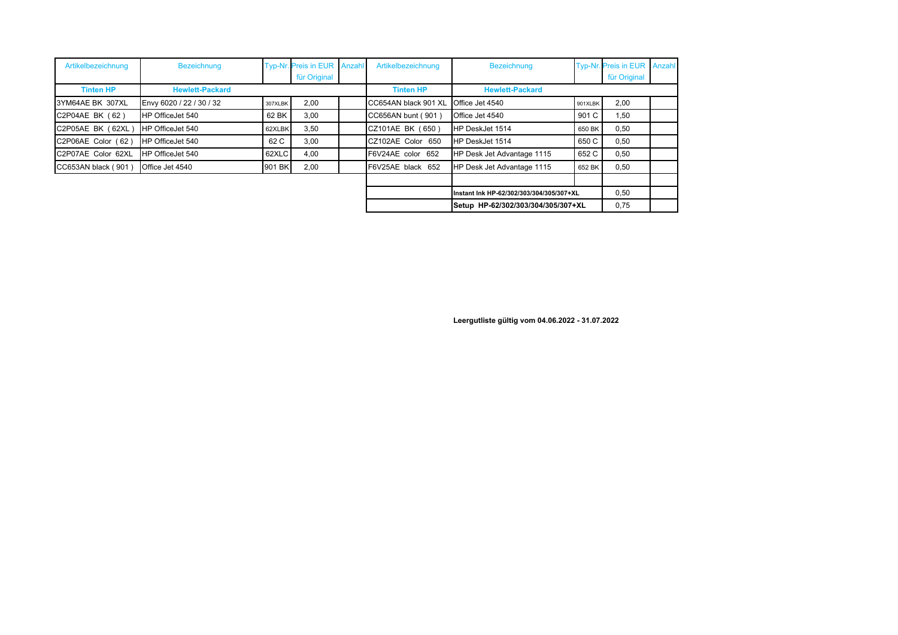| Artikelbezeichnung | Bezeichnung | Typ-Nr. | Preis in EUR für Original | Anzahl | Artikelbezeichnung | Bezeichnung | Typ-Nr. | Preis in EUR für Original | Anzahl |
|---|---|---|---|---|---|---|---|---|---|
| **Tinten HP** | **Hewlett-Packard** | | | | **Tinten HP** | **Hewlett-Packard** | | | |
| 3YM64AE BK 307XL | Envy 6020 / 22 / 30 / 32 | 307XLBK | 2,00 | | CC654AN black 901 XL | Office Jet 4540 | 901XLBK | 2,00 | |
| C2P04AE BK ( 62 ) | HP OfficeJet 540 | 62 BK | 3,00 | | CC656AN bunt ( 901 ) | Office Jet 4540 | 901 C | 1,50 | |
| C2P05AE BK ( 62XL ) | HP OfficeJet 540 | 62XLBK | 3,50 | | CZ101AE BK ( 650 ) | HP DeskJet 1514 | 650 BK | 0,50 | |
| C2P06AE Color ( 62 ) | HP OfficeJet 540 | 62 C | 3,00 | | CZ102AE Color 650 | HP DeskJet 1514 | 650 C | 0,50 | |
| C2P07AE Color 62XL | HP OfficeJet 540 | 62XLC | 4,00 | | F6V24AE color 652 | HP Desk Jet Advantage 1115 | 652 C | 0,50 | |
| CC653AN black ( 901 ) | Office Jet 4540 | 901 BK | 2,00 | | F6V25AE black 652 | HP Desk Jet Advantage 1115 | 652 BK | 0,50 | |
| | | | | | | | | | |
| | | | | | | **Instant Ink HP-62/302/303/304/305/307+XL** | | 0,50 | |
| | | | | | | **Setup HP-62/302/303/304/305/307+XL** | | 0,75 | |

**Leergutliste gültig vom 04.06.2022 - 31.07.2022**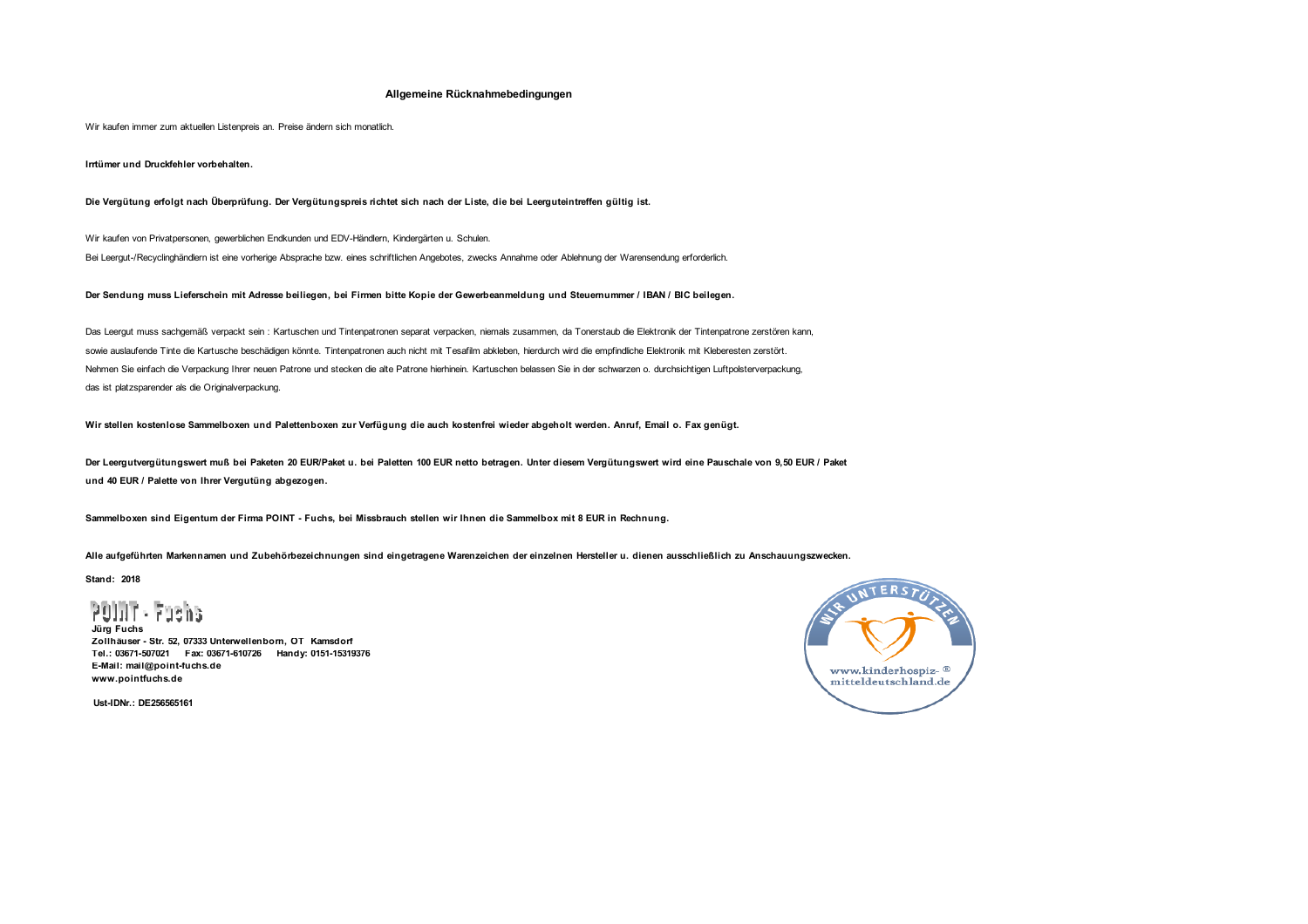## Allgemeine Rücknahmebedingungen

Wir kaufen immer zum aktuellen Listenpreis an. Preise ändern sich monatlich.

**Irrtümer und Druckfehler vorbehalten.**

**Die Vergütung erfolgt nach Überprüfung. Der Vergütungspreis richtet sich nach der Liste, die bei Leerguteintreffen gültig ist.**

Wir kaufen von Privatpersonen, gewerblichen Endkunden und EDV-Händlern, Kindergärten u. Schulen.

Bei Leergut-/Recyclinghändlern ist eine vorherige Absprache bzw. eines schriftlichen Angebotes, zwecks Annahme oder Ablehnung der Warensendung erforderlich.

**Der Sendung muss Lieferschein mit Adresse beiliegen, bei Firmen bitte Kopie der Gewerbeanmeldung und Steuernummer / IBAN / BIC beilegen.**

Das Leergut muss sachgemäß verpackt sein : Kartuschen und Tintenpatronen separat verpacken, niemals zusammen, da Tonerstaub die Elektronik der Tintenpatrone zerstören kann, sowie auslaufende Tinte die Kartusche beschädigen könnte. Tintenpatronen auch nicht mit Tesafilm abkleben, hierdurch wird die empfindliche Elektronik mit Kleberesten zerstört. Nehmen Sie einfach die Verpackung Ihrer neuen Patrone und stecken die alte Patrone hierhinein. Kartuschen belassen Sie in der schwarzen o. durchsichtigen Luftpolsterverpackung, das ist platzsparender als die Originalverpackung.

**Wir stellen kostenlose Sammelboxen und Palettenboxen zur Verfügung die auch kostenfrei wieder abgeholt werden. Anruf, Email o. Fax genügt.**

**Der Leergutvergütungswert muß bei Paketen 20 EUR/Paket u. bei Paletten 100 EUR netto betragen. Unter diesem Vergütungswert wird eine Pauschale von 9,50 EUR / Paket und 40 EUR / Palette von Ihrer Vergutüng abgezogen.**

**Sammelboxen sind Eigentum der Firma POINT - Fuchs, bei Missbrauch stellen wir Ihnen die Sammelbox mit 8 EUR in Rechnung.**

**Alle aufgeführten Markennamen und Zubehörbezeichnungen sind eingetragene Warenzeichen der einzelnen Hersteller u. dienen ausschließlich zu Anschauungszwecken.**

**Stand: 2018**

POINT - Fuchs

**Jürg Fuchs**
**Zollhäuser - Str. 52, 07333 Unterwellenborn, OT Kamsdorf**
**Tel.: 03671-507021 Fax: 03671-610726 Handy: 0151-15319376**
**E-Mail: mail@point-fuchs.de**
**www.pointfuchs.de**

**Ust-IDNr.: DE256565161**

WIR UNTERSTÜTZEN
www.kinderhospiz-® mitteldeutschland.de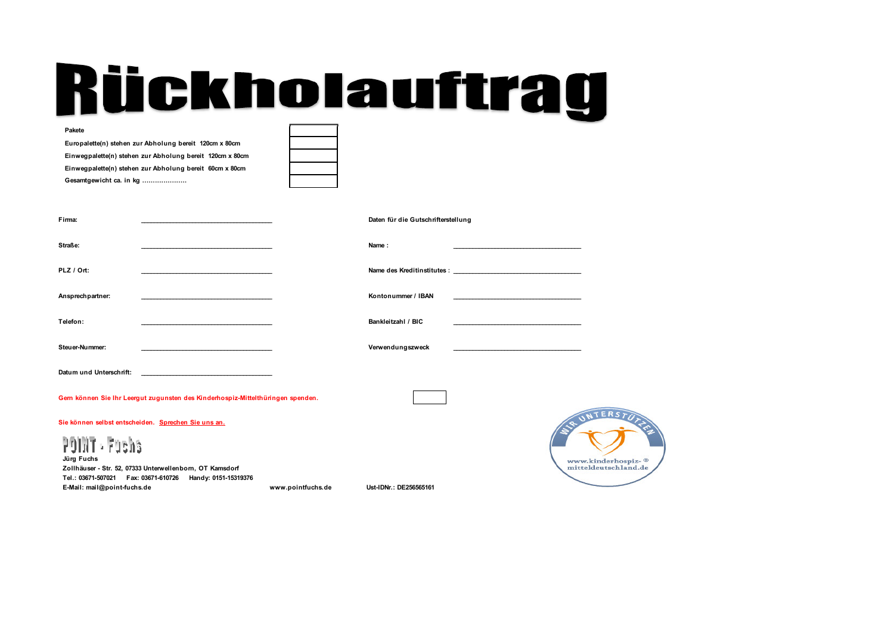# Rückholauftrag

| | |
|---|---|
| **Pakete** | |
| **Europalette(n) stehen zur Abholung bereit 120cm x 80cm** | |
| **Einwegpalette(n) stehen zur Abholung bereit 120cm x 80cm** | |
| **Einwegpalette(n) stehen zur Abholung bereit 60cm x 80cm** | |
| **Gesamtgewicht ca. in kg ....................** | |

**Firma:** ___________________________________

**Straße:** ___________________________________

**PLZ / Ort:** ___________________________________

**Ansprechpartner:** ___________________________________

**Telefon:** ___________________________________

**Steuer-Nummer:** ___________________________________

**Datum und Unterschrift:** ___________________________________

**Daten für die Gutschrifterstellung**

**Name :** ___________________________________

**Name des Kreditinstitutes :** ___________________________________

**Kontonummer / IBAN** ___________________________________

**Bankleitzahl / BIC** ___________________________________

**Verwendungszweck** ___________________________________

**Gern können Sie Ihr Leergut zugunsten des Kinderhospiz-Mittelthüringen spenden.** ☐

**Sie können selbst entscheiden. Sprechen Sie uns an.**

POINT - Fuchs

**Jürg Fuchs**
**Zollhäuser - Str. 52, 07333 Unterwellenborn, OT Kamsdorf**
**Tel.: 03671-507021 Fax: 03671-610726 Handy: 0151-15319376**
**E-Mail: mail@point-fuchs.de** **www.pointfuchs.de** **Ust-IDNr.: DE256565161**

WIR UNTERSTÜTZEN
www.kinderhospiz-® mitteldeutschland.de